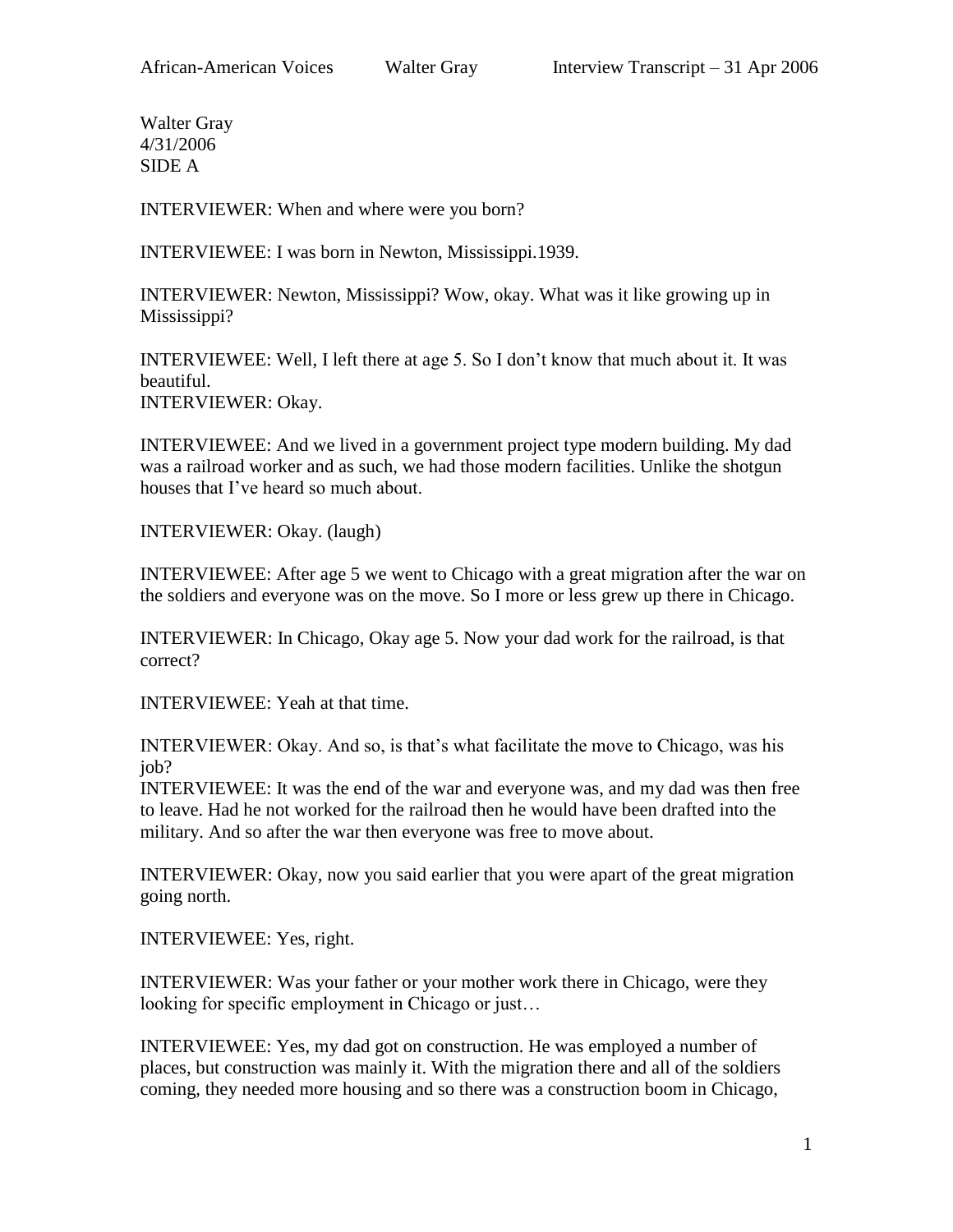Walter Gray
4/31/2006
SIDE A

INTERVIEWER: When and where were you born?

INTERVIEWEE: I was born in Newton, Mississippi.1939.

INTERVIEWER: Newton, Mississippi? Wow, okay. What was it like growing up in Mississippi?

INTERVIEWEE: Well, I left there at age 5. So I don't know that much about it. It was beautiful.
INTERVIEWER: Okay.

INTERVIEWEE: And we lived in a government project type modern building. My dad was a railroad worker and as such, we had those modern facilities. Unlike the shotgun houses that I've heard so much about.

INTERVIEWER: Okay. (laugh)

INTERVIEWEE: After age 5 we went to Chicago with a great migration after the war on the soldiers and everyone was on the move. So I more or less grew up there in Chicago.

INTERVIEWER: In Chicago, Okay age 5. Now your dad work for the railroad, is that correct?

INTERVIEWEE: Yeah at that time.

INTERVIEWER: Okay. And so, is that's what facilitate the move to Chicago, was his job?
INTERVIEWEE: It was the end of the war and everyone was, and my dad was then free to leave. Had he not worked for the railroad then he would have been drafted into the military. And so after the war then everyone was free to move about.

INTERVIEWER: Okay, now you said earlier that you were apart of the great migration going north.

INTERVIEWEE: Yes, right.

INTERVIEWER: Was your father or your mother work there in Chicago, were they looking for specific employment in Chicago or just…

INTERVIEWEE: Yes, my dad got on construction. He was employed a number of places, but construction was mainly it. With the migration there and all of the soldiers coming, they needed more housing and so there was a construction boom in Chicago,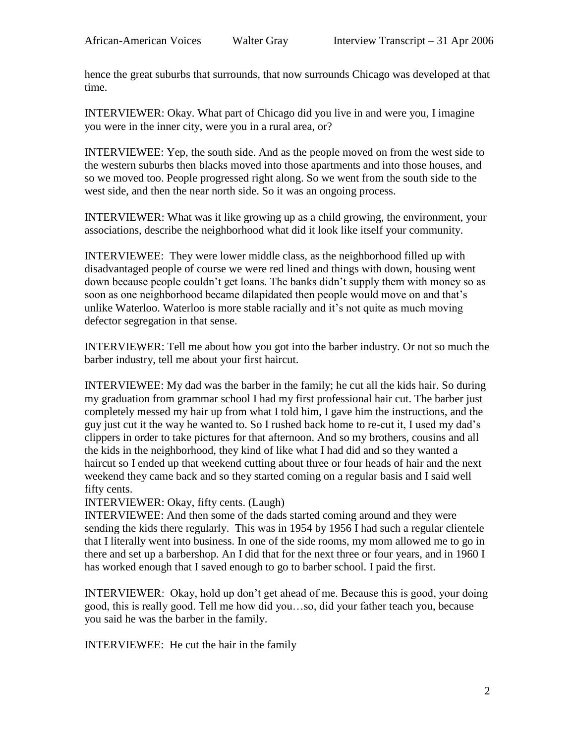hence the great suburbs that surrounds, that now surrounds Chicago was developed at that time.

INTERVIEWER: Okay. What part of Chicago did you live in and were you, I imagine you were in the inner city, were you in a rural area, or?

INTERVIEWEE: Yep, the south side. And as the people moved on from the west side to the western suburbs then blacks moved into those apartments and into those houses, and so we moved too. People progressed right along. So we went from the south side to the west side, and then the near north side. So it was an ongoing process.

INTERVIEWER: What was it like growing up as a child growing, the environment, your associations, describe the neighborhood what did it look like itself your community.

INTERVIEWEE: They were lower middle class, as the neighborhood filled up with disadvantaged people of course we were red lined and things with down, housing went down because people couldn't get loans. The banks didn't supply them with money so as soon as one neighborhood became dilapidated then people would move on and that's unlike Waterloo. Waterloo is more stable racially and it's not quite as much moving defector segregation in that sense.

INTERVIEWER: Tell me about how you got into the barber industry. Or not so much the barber industry, tell me about your first haircut.

INTERVIEWEE: My dad was the barber in the family; he cut all the kids hair. So during my graduation from grammar school I had my first professional hair cut. The barber just completely messed my hair up from what I told him, I gave him the instructions, and the guy just cut it the way he wanted to. So I rushed back home to re-cut it, I used my dad's clippers in order to take pictures for that afternoon. And so my brothers, cousins and all the kids in the neighborhood, they kind of like what I had did and so they wanted a haircut so I ended up that weekend cutting about three or four heads of hair and the next weekend they came back and so they started coming on a regular basis and I said well fifty cents.

INTERVIEWER: Okay, fifty cents. (Laugh)

INTERVIEWEE: And then some of the dads started coming around and they were sending the kids there regularly. This was in 1954 by 1956 I had such a regular clientele that I literally went into business. In one of the side rooms, my mom allowed me to go in there and set up a barbershop. An I did that for the next three or four years, and in 1960 I has worked enough that I saved enough to go to barber school. I paid the first.

INTERVIEWER: Okay, hold up don't get ahead of me. Because this is good, your doing good, this is really good. Tell me how did you…so, did your father teach you, because you said he was the barber in the family.

INTERVIEWEE: He cut the hair in the family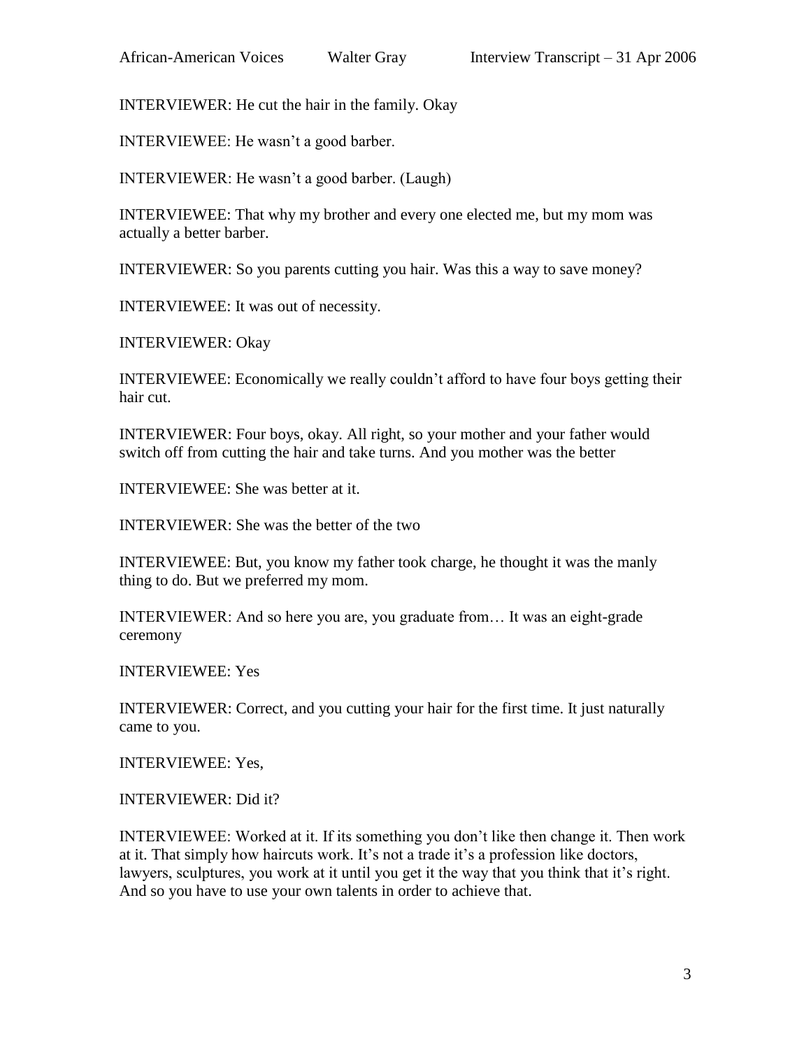INTERVIEWER: He cut the hair in the family. Okay

INTERVIEWEE: He wasn't a good barber.

INTERVIEWER: He wasn't a good barber. (Laugh)

INTERVIEWEE: That why my brother and every one elected me, but my mom was actually a better barber.

INTERVIEWER: So you parents cutting you hair. Was this a way to save money?

INTERVIEWEE: It was out of necessity.

INTERVIEWER: Okay

INTERVIEWEE: Economically we really couldn't afford to have four boys getting their hair cut.

INTERVIEWER: Four boys, okay. All right, so your mother and your father would switch off from cutting the hair and take turns. And you mother was the better

INTERVIEWEE: She was better at it.

INTERVIEWER: She was the better of the two

INTERVIEWEE: But, you know my father took charge, he thought it was the manly thing to do. But we preferred my mom.

INTERVIEWER: And so here you are, you graduate from… It was an eight-grade ceremony

INTERVIEWEE: Yes

INTERVIEWER: Correct, and you cutting your hair for the first time. It just naturally came to you.

INTERVIEWEE: Yes,

INTERVIEWER: Did it?

INTERVIEWEE: Worked at it. If its something you don't like then change it. Then work at it. That simply how haircuts work. It's not a trade it's a profession like doctors, lawyers, sculptures, you work at it until you get it the way that you think that it's right. And so you have to use your own talents in order to achieve that.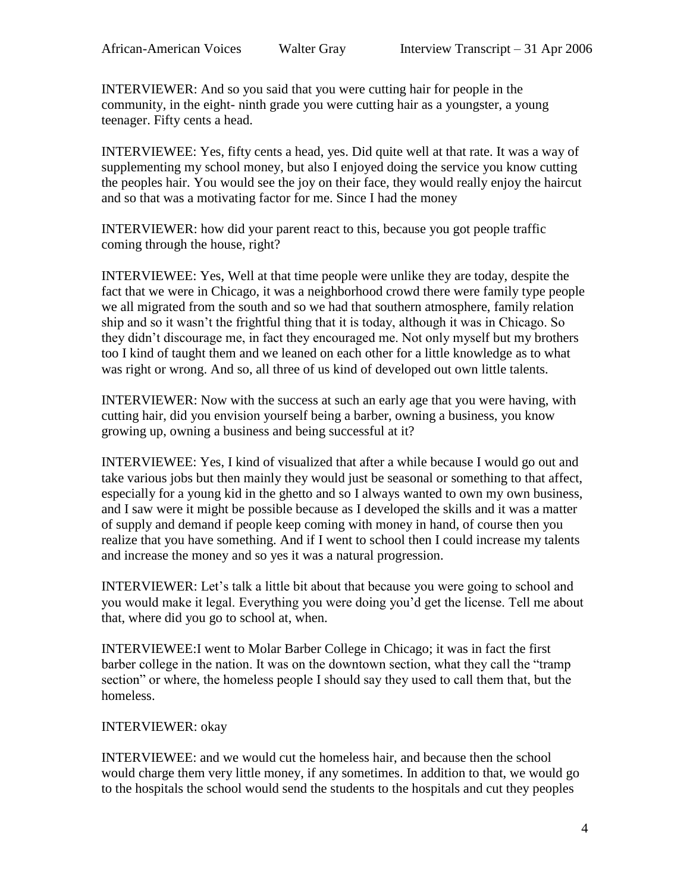INTERVIEWER: And so you said that you were cutting hair for people in the community, in the eight- ninth grade you were cutting hair as a youngster, a young teenager. Fifty cents a head.

INTERVIEWEE: Yes, fifty cents a head, yes. Did quite well at that rate. It was a way of supplementing my school money, but also I enjoyed doing the service you know cutting the peoples hair. You would see the joy on their face, they would really enjoy the haircut and so that was a motivating factor for me. Since I had the money

INTERVIEWER: how did your parent react to this, because you got people traffic coming through the house, right?

INTERVIEWEE: Yes, Well at that time people were unlike they are today, despite the fact that we were in Chicago, it was a neighborhood crowd there were family type people we all migrated from the south and so we had that southern atmosphere, family relation ship and so it wasn't the frightful thing that it is today, although it was in Chicago. So they didn't discourage me, in fact they encouraged me. Not only myself but my brothers too I kind of taught them and we leaned on each other for a little knowledge as to what was right or wrong. And so, all three of us kind of developed out own little talents.

INTERVIEWER: Now with the success at such an early age that you were having, with cutting hair, did you envision yourself being a barber, owning a business, you know growing up, owning a business and being successful at it?

INTERVIEWEE: Yes, I kind of visualized that after a while because I would go out and take various jobs but then mainly they would just be seasonal or something to that affect, especially for a young kid in the ghetto and so I always wanted to own my own business, and I saw were it might be possible because as I developed the skills and it was a matter of supply and demand if people keep coming with money in hand, of course then you realize that you have something. And if I went to school then I could increase my talents and increase the money and so yes it was a natural progression.

INTERVIEWER: Let's talk a little bit about that because you were going to school and you would make it legal. Everything you were doing you'd get the license. Tell me about that, where did you go to school at, when.

INTERVIEWEE:I went to Molar Barber College in Chicago; it was in fact the first barber college in the nation. It was on the downtown section, what they call the "tramp section" or where, the homeless people I should say they used to call them that, but the homeless.

INTERVIEWER: okay

INTERVIEWEE: and we would cut the homeless hair, and because then the school would charge them very little money, if any sometimes. In addition to that, we would go to the hospitals the school would send the students to the hospitals and cut they peoples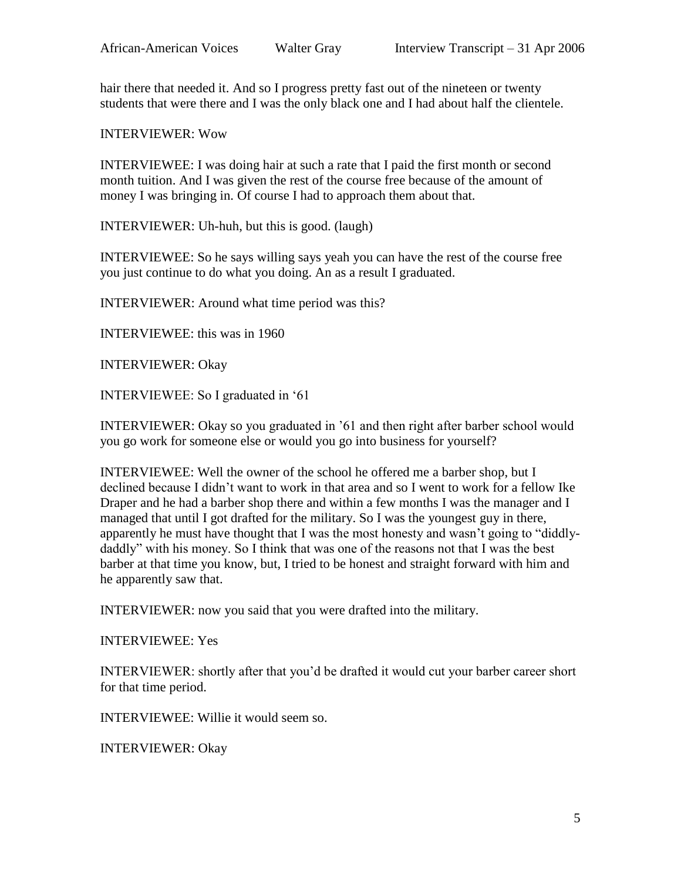hair there that needed it. And so I progress pretty fast out of the nineteen or twenty students that were there and I was the only black one and I had about half the clientele.

INTERVIEWER: Wow

INTERVIEWEE: I was doing hair at such a rate that I paid the first month or second month tuition. And I was given the rest of the course free because of the amount of money I was bringing in. Of course I had to approach them about that.

INTERVIEWER: Uh-huh, but this is good. (laugh)

INTERVIEWEE: So he says willing says yeah you can have the rest of the course free you just continue to do what you doing. An as a result I graduated.

INTERVIEWER: Around what time period was this?

INTERVIEWEE: this was in 1960

INTERVIEWER: Okay

INTERVIEWEE: So I graduated in ‘61

INTERVIEWER: Okay so you graduated in ’61 and then right after barber school would you go work for someone else or would you go into business for yourself?

INTERVIEWEE: Well the owner of the school he offered me a barber shop, but I declined because I didn’t want to work in that area and so I went to work for a fellow Ike Draper and he had a barber shop there and within a few months I was the manager and I managed that until I got drafted for the military. So I was the youngest guy in there, apparently he must have thought that I was the most honesty and wasn’t going to “diddly-daddly” with his money. So I think that was one of the reasons not that I was the best barber at that time you know, but, I tried to be honest and straight forward with him and he apparently saw that.

INTERVIEWER: now you said that you were drafted into the military.

INTERVIEWEE: Yes

INTERVIEWER: shortly after that you’d be drafted it would cut your barber career short for that time period.

INTERVIEWEE: Willie it would seem so.

INTERVIEWER: Okay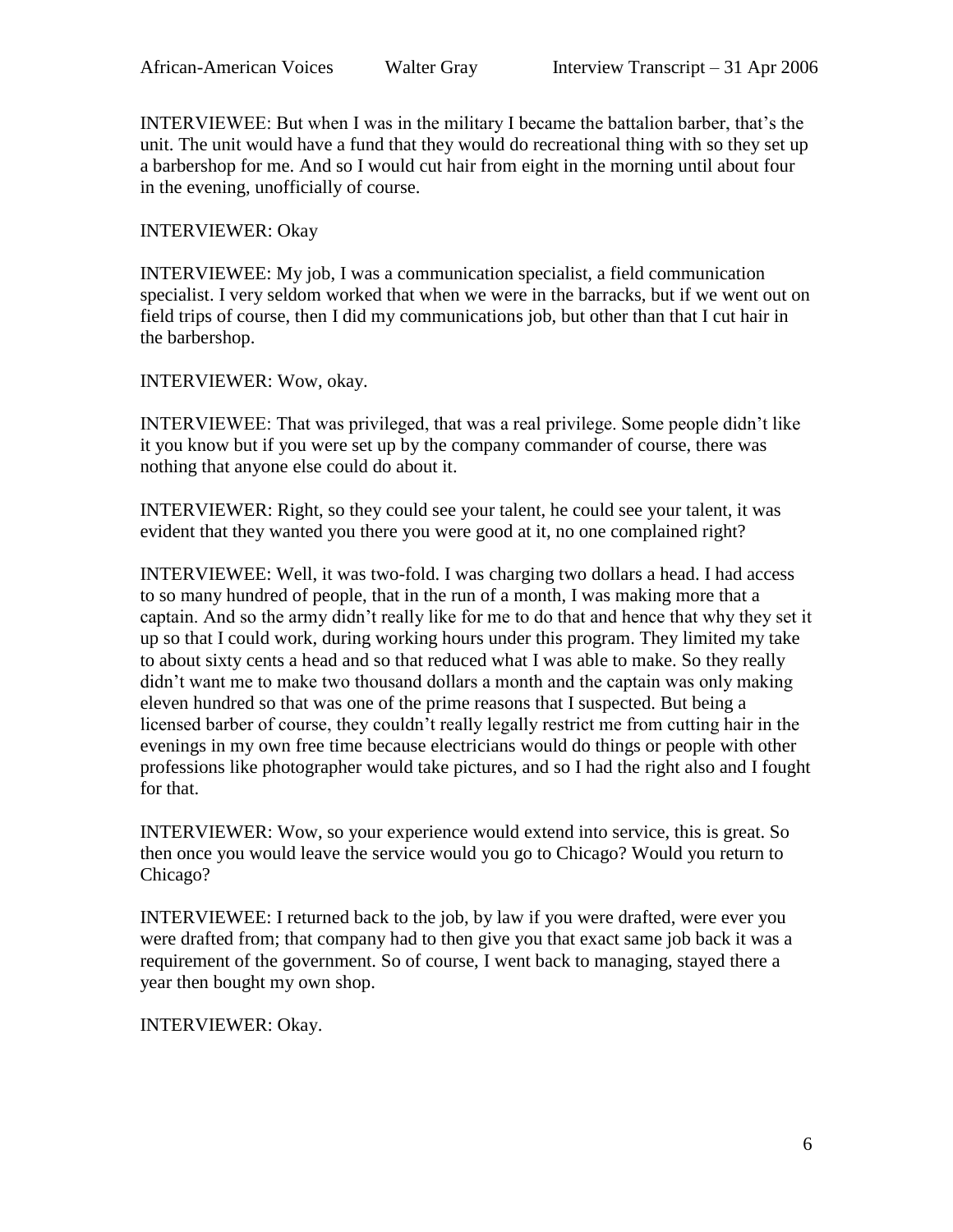INTERVIEWEE: But when I was in the military I became the battalion barber, that's the unit. The unit would have a fund that they would do recreational thing with so they set up a barbershop for me. And so I would cut hair from eight in the morning until about four in the evening, unofficially of course.

INTERVIEWER: Okay

INTERVIEWEE: My job, I was a communication specialist, a field communication specialist. I very seldom worked that when we were in the barracks, but if we went out on field trips of course, then I did my communications job, but other than that I cut hair in the barbershop.

INTERVIEWER: Wow, okay.

INTERVIEWEE: That was privileged, that was a real privilege. Some people didn't like it you know but if you were set up by the company commander of course, there was nothing that anyone else could do about it.

INTERVIEWER: Right, so they could see your talent, he could see your talent, it was evident that they wanted you there you were good at it, no one complained right?

INTERVIEWEE: Well, it was two-fold. I was charging two dollars a head. I had access to so many hundred of people, that in the run of a month, I was making more that a captain. And so the army didn't really like for me to do that and hence that why they set it up so that I could work, during working hours under this program. They limited my take to about sixty cents a head and so that reduced what I was able to make. So they really didn't want me to make two thousand dollars a month and the captain was only making eleven hundred so that was one of the prime reasons that I suspected. But being a licensed barber of course, they couldn't really legally restrict me from cutting hair in the evenings in my own free time because electricians would do things or people with other professions like photographer would take pictures, and so I had the right also and I fought for that.

INTERVIEWER: Wow, so your experience would extend into service, this is great. So then once you would leave the service would you go to Chicago? Would you return to Chicago?

INTERVIEWEE: I returned back to the job, by law if you were drafted, were ever you were drafted from; that company had to then give you that exact same job back it was a requirement of the government. So of course, I went back to managing, stayed there a year then bought my own shop.

INTERVIEWER: Okay.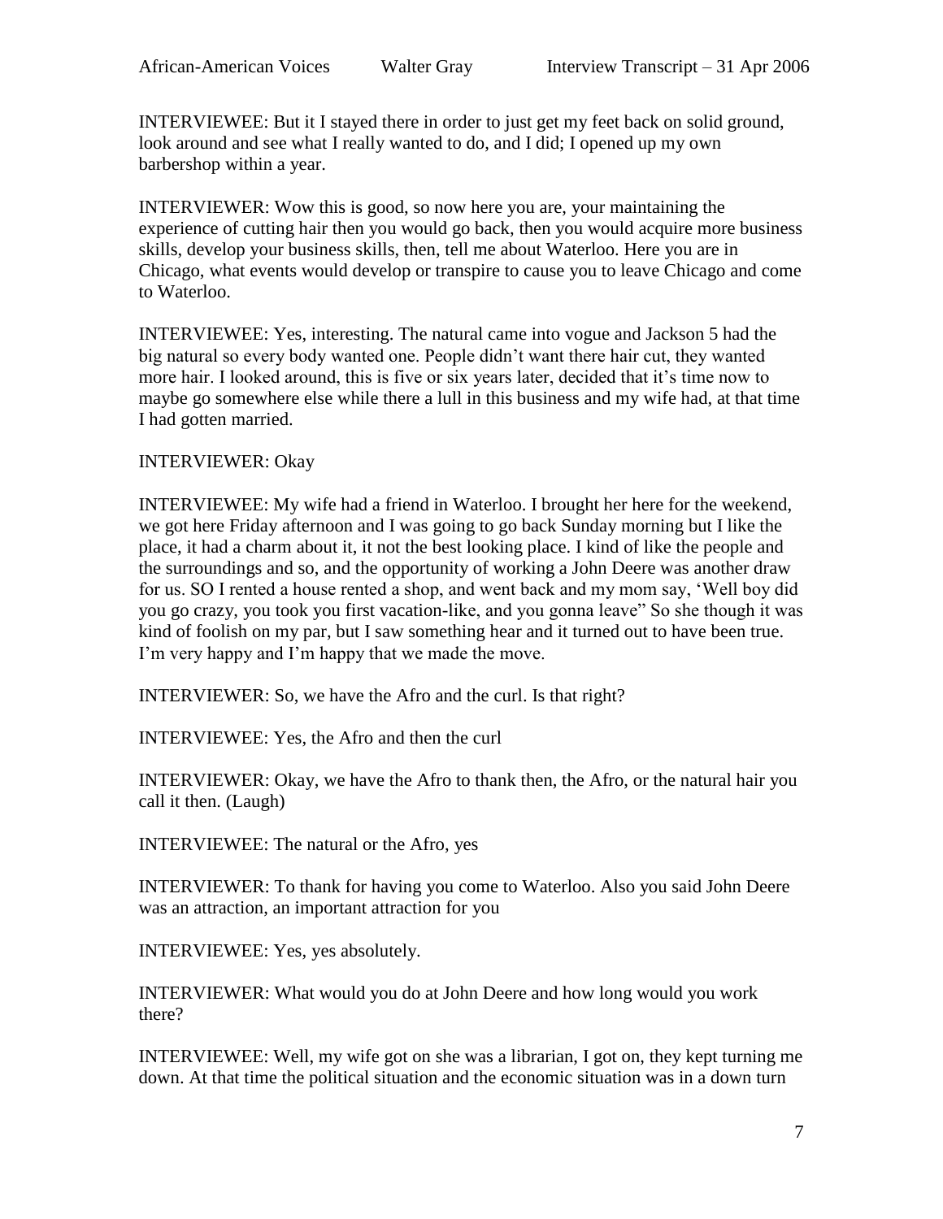INTERVIEWEE: But it I stayed there in order to just get my feet back on solid ground, look around and see what I really wanted to do, and I did; I opened up my own barbershop within a year.

INTERVIEWER: Wow this is good, so now here you are, your maintaining the experience of cutting hair then you would go back, then you would acquire more business skills, develop your business skills, then, tell me about Waterloo. Here you are in Chicago, what events would develop or transpire to cause you to leave Chicago and come to Waterloo.

INTERVIEWEE: Yes, interesting. The natural came into vogue and Jackson 5 had the big natural so every body wanted one. People didn't want there hair cut, they wanted more hair. I looked around, this is five or six years later, decided that it's time now to maybe go somewhere else while there a lull in this business and my wife had, at that time I had gotten married.

INTERVIEWER: Okay

INTERVIEWEE: My wife had a friend in Waterloo. I brought her here for the weekend, we got here Friday afternoon and I was going to go back Sunday morning but I like the place, it had a charm about it, it not the best looking place. I kind of like the people and the surroundings and so, and the opportunity of working a John Deere was another draw for us. SO I rented a house rented a shop, and went back and my mom say, 'Well boy did you go crazy, you took you first vacation-like, and you gonna leave" So she though it was kind of foolish on my par, but I saw something hear and it turned out to have been true. I'm very happy and I'm happy that we made the move.

INTERVIEWER: So, we have the Afro and the curl. Is that right?

INTERVIEWEE: Yes, the Afro and then the curl

INTERVIEWER: Okay, we have the Afro to thank then, the Afro, or the natural hair you call it then. (Laugh)

INTERVIEWEE: The natural or the Afro, yes

INTERVIEWER: To thank for having you come to Waterloo. Also you said John Deere was an attraction, an important attraction for you

INTERVIEWEE: Yes, yes absolutely.

INTERVIEWER: What would you do at John Deere and how long would you work there?

INTERVIEWEE: Well, my wife got on she was a librarian, I got on, they kept turning me down. At that time the political situation and the economic situation was in a down turn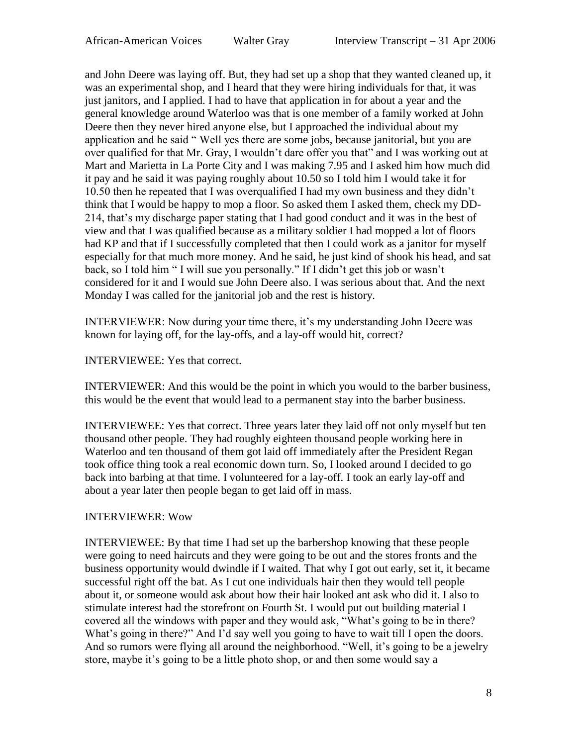and John Deere was laying off. But, they had set up a shop that they wanted cleaned up, it was an experimental shop, and I heard that they were hiring individuals for that, it was just janitors, and I applied. I had to have that application in for about a year and the general knowledge around Waterloo was that is one member of a family worked at John Deere then they never hired anyone else, but I approached the individual about my application and he said " Well yes there are some jobs, because janitorial, but you are over qualified for that Mr. Gray, I wouldn't dare offer you that" and I was working out at Mart and Marietta in La Porte City and I was making 7.95 and I asked him how much did it pay and he said it was paying roughly about 10.50 so I told him I would take it for 10.50 then he repeated that I was overqualified I had my own business and they didn't think that I would be happy to mop a floor. So asked them I asked them, check my DD-214, that's my discharge paper stating that I had good conduct and it was in the best of view and that I was qualified because as a military soldier I had mopped a lot of floors had KP and that if I successfully completed that then I could work as a janitor for myself especially for that much more money. And he said, he just kind of shook his head, and sat back, so I told him " I will sue you personally." If I didn't get this job or wasn't considered for it and I would sue John Deere also. I was serious about that. And the next Monday I was called for the janitorial job and the rest is history.

INTERVIEWER: Now during your time there, it's my understanding John Deere was known for laying off, for the lay-offs, and a lay-off would hit, correct?

INTERVIEWEE: Yes that correct.

INTERVIEWER: And this would be the point in which you would to the barber business, this would be the event that would lead to a permanent stay into the barber business.

INTERVIEWEE: Yes that correct. Three years later they laid off not only myself but ten thousand other people. They had roughly eighteen thousand people working here in Waterloo and ten thousand of them got laid off immediately after the President Regan took office thing took a real economic down turn. So, I looked around I decided to go back into barbing at that time. I volunteered for a lay-off. I took an early lay-off and about a year later then people began to get laid off in mass.

INTERVIEWER: Wow

INTERVIEWEE: By that time I had set up the barbershop knowing that these people were going to need haircuts and they were going to be out and the stores fronts and the business opportunity would dwindle if I waited. That why I got out early, set it, it became successful right off the bat. As I cut one individuals hair then they would tell people about it, or someone would ask about how their hair looked ant ask who did it. I also to stimulate interest had the storefront on Fourth St. I would put out building material I covered all the windows with paper and they would ask, "What's going to be in there? What's going in there?" And I'd say well you going to have to wait till I open the doors. And so rumors were flying all around the neighborhood. "Well, it's going to be a jewelry store, maybe it's going to be a little photo shop, or and then some would say a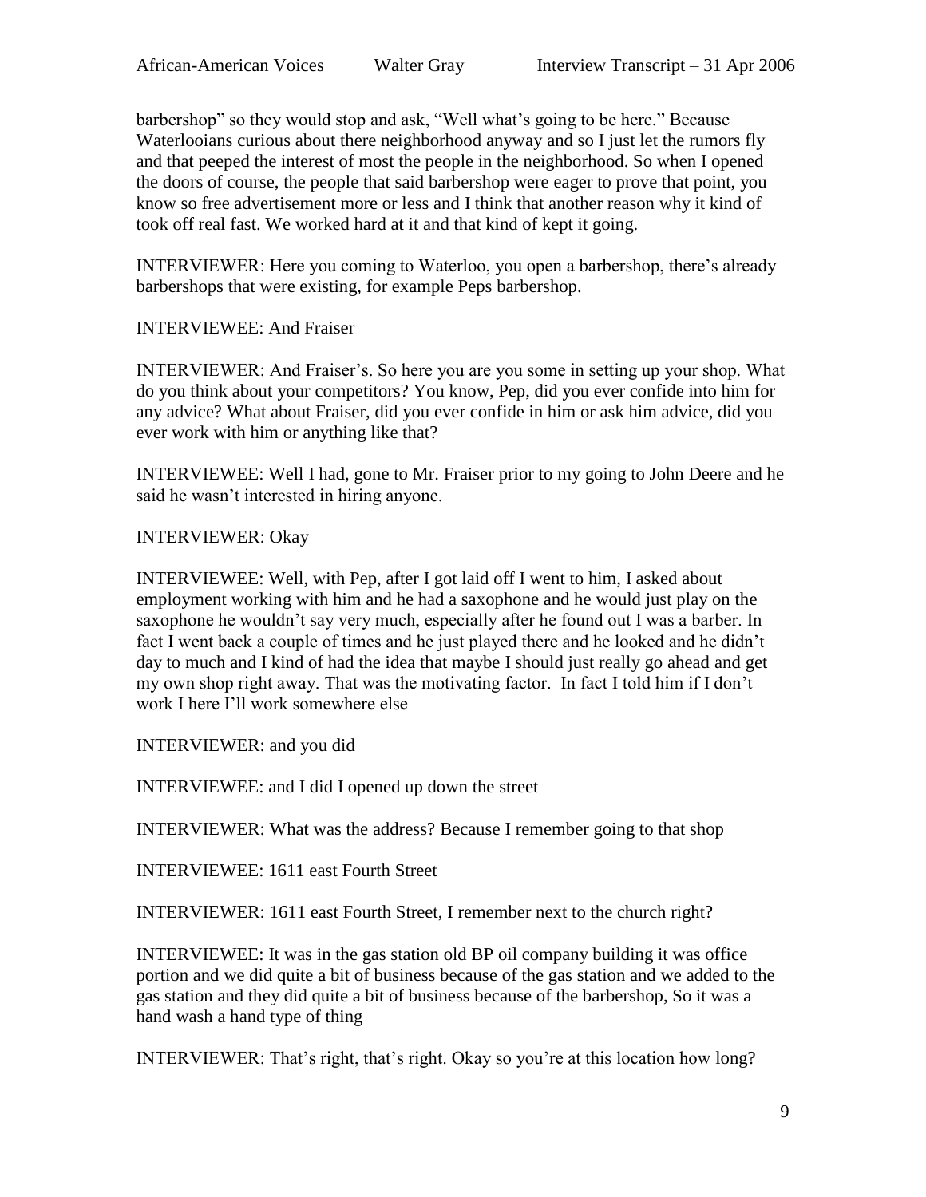barbershop" so they would stop and ask, "Well what's going to be here." Because Waterlooians curious about there neighborhood anyway and so I just let the rumors fly and that peeped the interest of most the people in the neighborhood. So when I opened the doors of course, the people that said barbershop were eager to prove that point, you know so free advertisement more or less and I think that another reason why it kind of took off real fast. We worked hard at it and that kind of kept it going.

INTERVIEWER: Here you coming to Waterloo, you open a barbershop, there's already barbershops that were existing, for example Peps barbershop.

INTERVIEWEE: And Fraiser

INTERVIEWER: And Fraiser's. So here you are you some in setting up your shop. What do you think about your competitors? You know, Pep, did you ever confide into him for any advice? What about Fraiser, did you ever confide in him or ask him advice, did you ever work with him or anything like that?

INTERVIEWEE: Well I had, gone to Mr. Fraiser prior to my going to John Deere and he said he wasn't interested in hiring anyone.

INTERVIEWER: Okay

INTERVIEWEE: Well, with Pep, after I got laid off I went to him, I asked about employment working with him and he had a saxophone and he would just play on the saxophone he wouldn't say very much, especially after he found out I was a barber. In fact I went back a couple of times and he just played there and he looked and he didn't day to much and I kind of had the idea that maybe I should just really go ahead and get my own shop right away. That was the motivating factor. In fact I told him if I don't work I here I'll work somewhere else

INTERVIEWER: and you did

INTERVIEWEE: and I did I opened up down the street

INTERVIEWER: What was the address? Because I remember going to that shop

INTERVIEWEE: 1611 east Fourth Street

INTERVIEWER: 1611 east Fourth Street, I remember next to the church right?

INTERVIEWEE: It was in the gas station old BP oil company building it was office portion and we did quite a bit of business because of the gas station and we added to the gas station and they did quite a bit of business because of the barbershop, So it was a hand wash a hand type of thing

INTERVIEWER: That's right, that's right. Okay so you're at this location how long?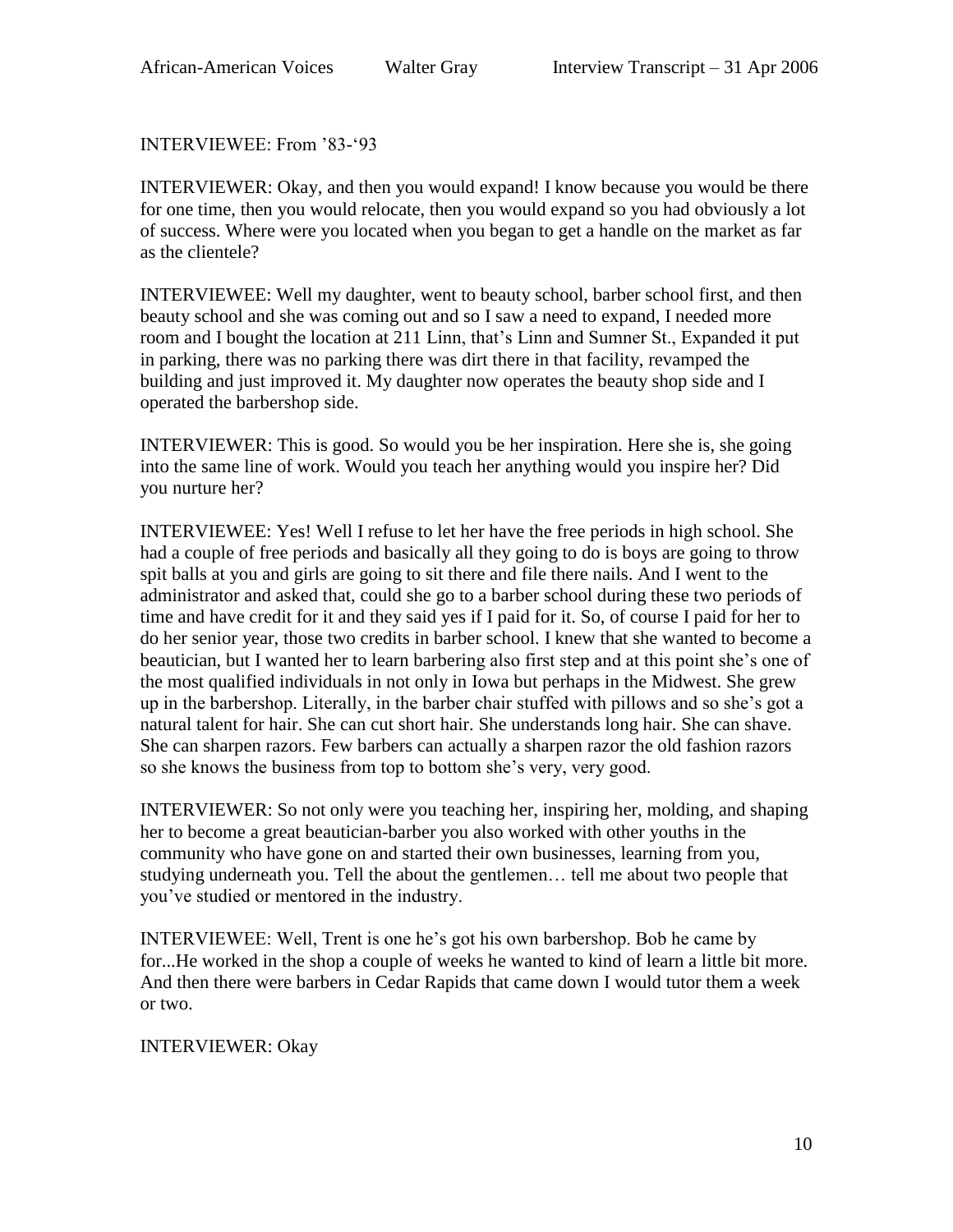INTERVIEWEE: From '83-'93

INTERVIEWER: Okay, and then you would expand! I know because you would be there for one time, then you would relocate, then you would expand so you had obviously a lot of success. Where were you located when you began to get a handle on the market as far as the clientele?

INTERVIEWEE: Well my daughter, went to beauty school, barber school first, and then beauty school and she was coming out and so I saw a need to expand, I needed more room and I bought the location at 211 Linn, that's Linn and Sumner St., Expanded it put in parking, there was no parking there was dirt there in that facility, revamped the building and just improved it. My daughter now operates the beauty shop side and I operated the barbershop side.

INTERVIEWER: This is good. So would you be her inspiration. Here she is, she going into the same line of work. Would you teach her anything would you inspire her? Did you nurture her?

INTERVIEWEE: Yes! Well I refuse to let her have the free periods in high school. She had a couple of free periods and basically all they going to do is boys are going to throw spit balls at you and girls are going to sit there and file there nails. And I went to the administrator and asked that, could she go to a barber school during these two periods of time and have credit for it and they said yes if I paid for it. So, of course I paid for her to do her senior year, those two credits in barber school. I knew that she wanted to become a beautician, but I wanted her to learn barbering also first step and at this point she's one of the most qualified individuals in not only in Iowa but perhaps in the Midwest. She grew up in the barbershop. Literally, in the barber chair stuffed with pillows and so she's got a natural talent for hair. She can cut short hair. She understands long hair. She can shave. She can sharpen razors. Few barbers can actually a sharpen razor the old fashion razors so she knows the business from top to bottom she's very, very good.

INTERVIEWER: So not only were you teaching her, inspiring her, molding, and shaping her to become a great beautician-barber you also worked with other youths in the community who have gone on and started their own businesses, learning from you, studying underneath you. Tell the about the gentlemen… tell me about two people that you've studied or mentored in the industry.

INTERVIEWEE: Well, Trent is one he's got his own barbershop. Bob he came by for...He worked in the shop a couple of weeks he wanted to kind of learn a little bit more. And then there were barbers in Cedar Rapids that came down I would tutor them a week or two.

INTERVIEWER: Okay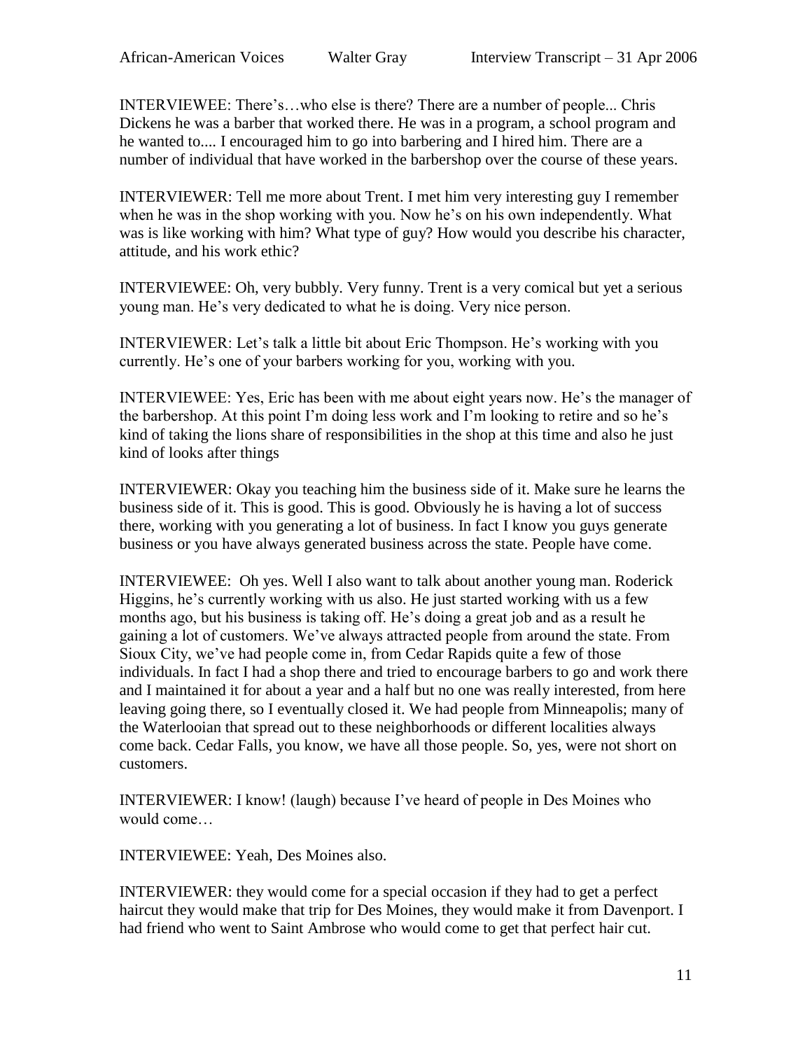INTERVIEWEE: There's…who else is there? There are a number of people... Chris Dickens he was a barber that worked there. He was in a program, a school program and he wanted to.... I encouraged him to go into barbering and I hired him. There are a number of individual that have worked in the barbershop over the course of these years.

INTERVIEWER: Tell me more about Trent. I met him very interesting guy I remember when he was in the shop working with you. Now he's on his own independently. What was is like working with him? What type of guy? How would you describe his character, attitude, and his work ethic?

INTERVIEWEE: Oh, very bubbly. Very funny. Trent is a very comical but yet a serious young man. He's very dedicated to what he is doing. Very nice person.

INTERVIEWER: Let's talk a little bit about Eric Thompson. He's working with you currently. He's one of your barbers working for you, working with you.

INTERVIEWEE: Yes, Eric has been with me about eight years now. He's the manager of the barbershop. At this point I'm doing less work and I'm looking to retire and so he's kind of taking the lions share of responsibilities in the shop at this time and also he just kind of looks after things

INTERVIEWER: Okay you teaching him the business side of it. Make sure he learns the business side of it. This is good. This is good. Obviously he is having a lot of success there, working with you generating a lot of business. In fact I know you guys generate business or you have always generated business across the state. People have come.

INTERVIEWEE: Oh yes. Well I also want to talk about another young man. Roderick Higgins, he's currently working with us also. He just started working with us a few months ago, but his business is taking off. He's doing a great job and as a result he gaining a lot of customers. We've always attracted people from around the state. From Sioux City, we've had people come in, from Cedar Rapids quite a few of those individuals. In fact I had a shop there and tried to encourage barbers to go and work there and I maintained it for about a year and a half but no one was really interested, from here leaving going there, so I eventually closed it. We had people from Minneapolis; many of the Waterlooian that spread out to these neighborhoods or different localities always come back. Cedar Falls, you know, we have all those people. So, yes, were not short on customers.

INTERVIEWER: I know! (laugh) because I've heard of people in Des Moines who would come…

INTERVIEWEE: Yeah, Des Moines also.

INTERVIEWER: they would come for a special occasion if they had to get a perfect haircut they would make that trip for Des Moines, they would make it from Davenport. I had friend who went to Saint Ambrose who would come to get that perfect hair cut.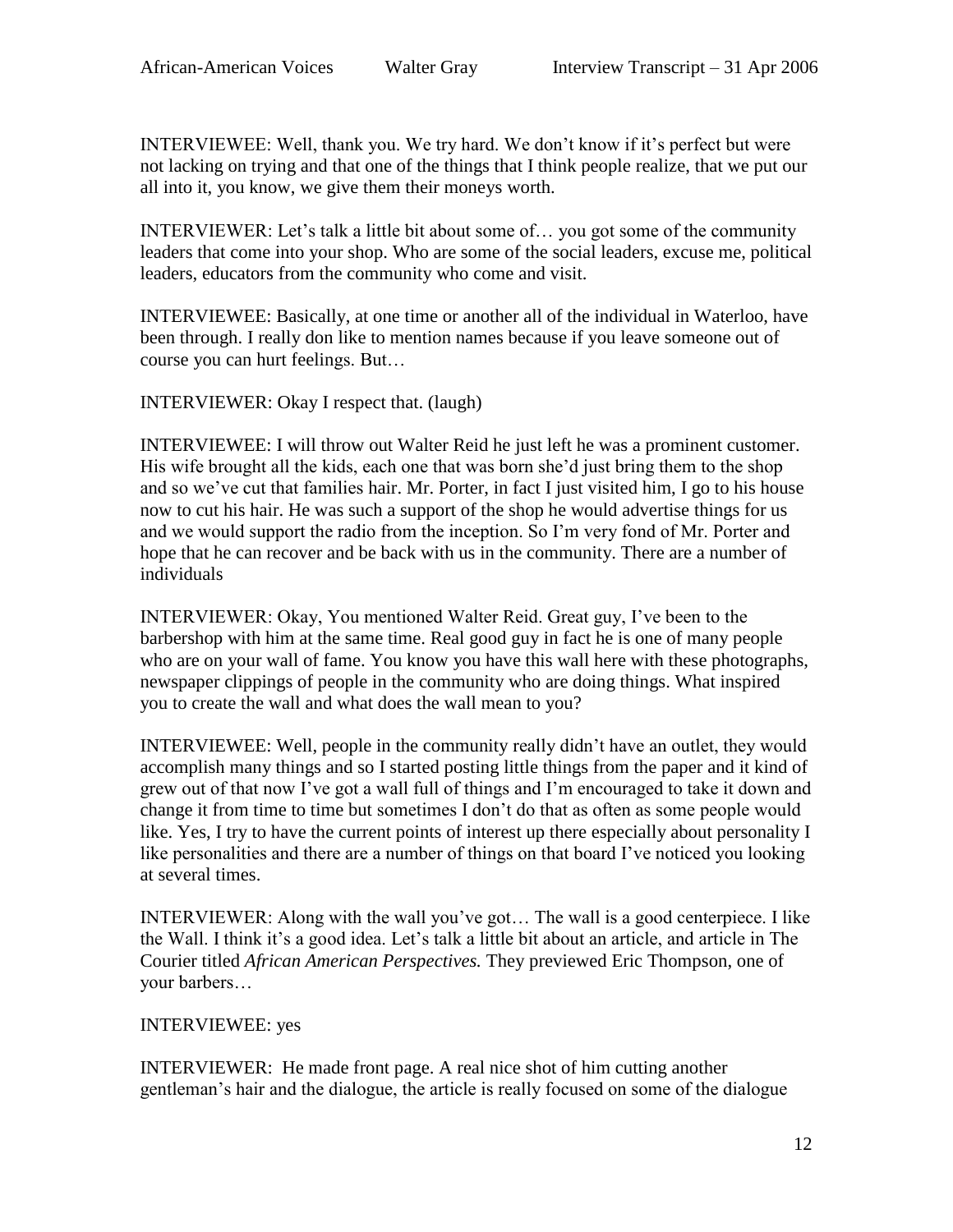INTERVIEWEE: Well, thank you. We try hard. We don't know if it's perfect but were not lacking on trying and that one of the things that I think people realize, that we put our all into it, you know, we give them their moneys worth.

INTERVIEWER: Let's talk a little bit about some of… you got some of the community leaders that come into your shop. Who are some of the social leaders, excuse me, political leaders, educators from the community who come and visit.

INTERVIEWEE: Basically, at one time or another all of the individual in Waterloo, have been through. I really don like to mention names because if you leave someone out of course you can hurt feelings. But…

INTERVIEWER: Okay I respect that. (laugh)

INTERVIEWEE: I will throw out Walter Reid he just left he was a prominent customer. His wife brought all the kids, each one that was born she'd just bring them to the shop and so we've cut that families hair. Mr. Porter, in fact I just visited him, I go to his house now to cut his hair. He was such a support of the shop he would advertise things for us and we would support the radio from the inception. So I'm very fond of Mr. Porter and hope that he can recover and be back with us in the community. There are a number of individuals

INTERVIEWER: Okay, You mentioned Walter Reid. Great guy, I've been to the barbershop with him at the same time. Real good guy in fact he is one of many people who are on your wall of fame. You know you have this wall here with these photographs, newspaper clippings of people in the community who are doing things. What inspired you to create the wall and what does the wall mean to you?

INTERVIEWEE: Well, people in the community really didn't have an outlet, they would accomplish many things and so I started posting little things from the paper and it kind of grew out of that now I've got a wall full of things and I'm encouraged to take it down and change it from time to time but sometimes I don't do that as often as some people would like. Yes, I try to have the current points of interest up there especially about personality I like personalities and there are a number of things on that board I've noticed you looking at several times.

INTERVIEWER: Along with the wall you've got… The wall is a good centerpiece. I like the Wall. I think it's a good idea. Let's talk a little bit about an article, and article in The Courier titled *African American Perspectives.* They previewed Eric Thompson, one of your barbers…

INTERVIEWEE: yes

INTERVIEWER: He made front page. A real nice shot of him cutting another gentleman's hair and the dialogue, the article is really focused on some of the dialogue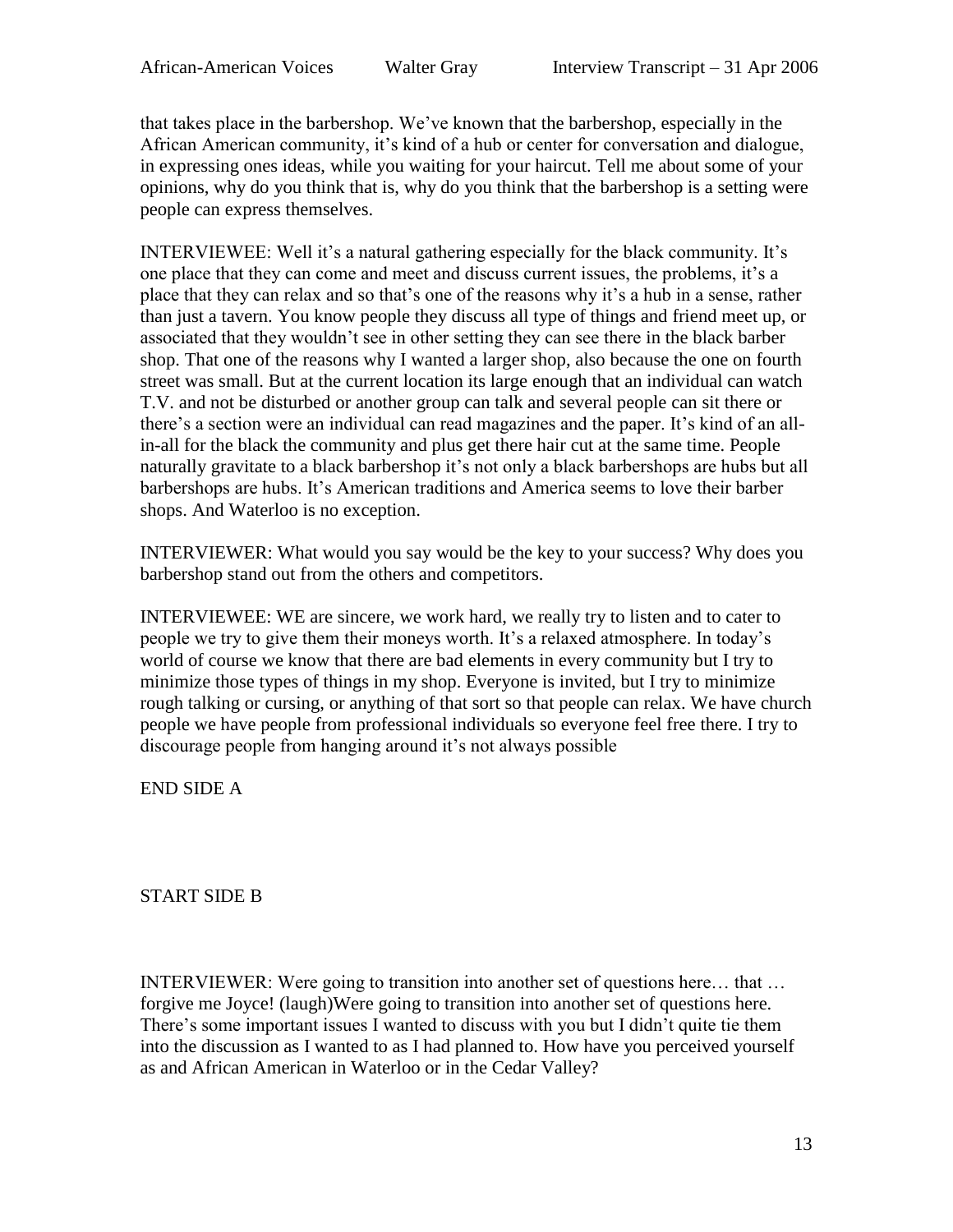that takes place in the barbershop. We've known that the barbershop, especially in the African American community, it's kind of a hub or center for conversation and dialogue, in expressing ones ideas, while you waiting for your haircut. Tell me about some of your opinions, why do you think that is, why do you think that the barbershop is a setting were people can express themselves.

INTERVIEWEE: Well it's a natural gathering especially for the black community. It's one place that they can come and meet and discuss current issues, the problems, it's a place that they can relax and so that's one of the reasons why it's a hub in a sense, rather than just a tavern. You know people they discuss all type of things and friend meet up, or associated that they wouldn't see in other setting they can see there in the black barber shop. That one of the reasons why I wanted a larger shop, also because the one on fourth street was small. But at the current location its large enough that an individual can watch T.V. and not be disturbed or another group can talk and several people can sit there or there's a section were an individual can read magazines and the paper. It's kind of an all-in-all for the black the community and plus get there hair cut at the same time. People naturally gravitate to a black barbershop it's not only a black barbershops are hubs but all barbershops are hubs. It's American traditions and America seems to love their barber shops. And Waterloo is no exception.

INTERVIEWER: What would you say would be the key to your success? Why does you barbershop stand out from the others and competitors.

INTERVIEWEE: WE are sincere, we work hard, we really try to listen and to cater to people we try to give them their moneys worth. It's a relaxed atmosphere. In today's world of course we know that there are bad elements in every community but I try to minimize those types of things in my shop. Everyone is invited, but I try to minimize rough talking or cursing, or anything of that sort so that people can relax. We have church people we have people from professional individuals so everyone feel free there. I try to discourage people from hanging around it's not always possible

END SIDE A

START SIDE B

INTERVIEWER: Were going to transition into another set of questions here… that … forgive me Joyce! (laugh)Were going to transition into another set of questions here. There's some important issues I wanted to discuss with you but I didn't quite tie them into the discussion as I wanted to as I had planned to. How have you perceived yourself as and African American in Waterloo or in the Cedar Valley?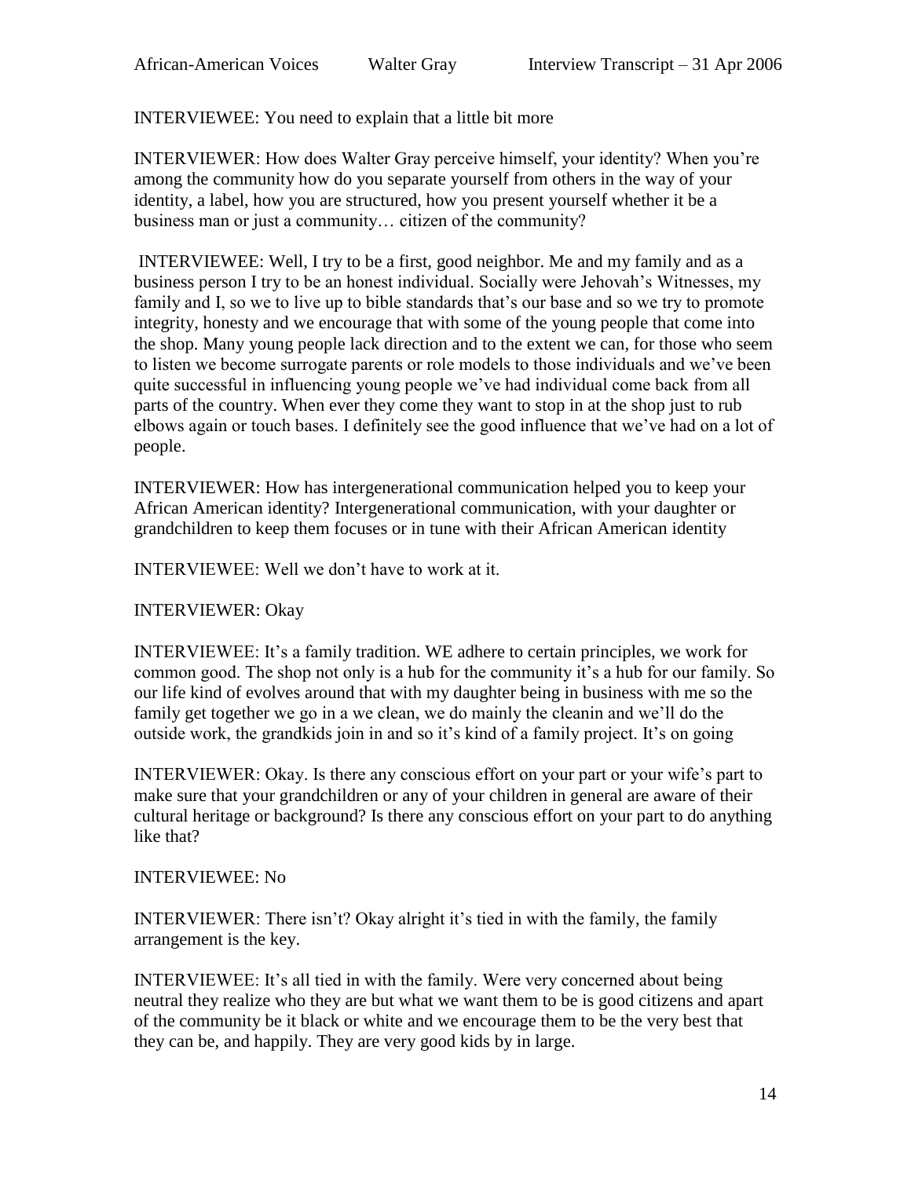INTERVIEWEE: You need to explain that a little bit more

INTERVIEWER: How does Walter Gray perceive himself, your identity? When you're among the community how do you separate yourself from others in the way of your identity, a label, how you are structured, how you present yourself whether it be a business man or just a community… citizen of the community?

INTERVIEWEE: Well, I try to be a first, good neighbor. Me and my family and as a business person I try to be an honest individual. Socially were Jehovah's Witnesses, my family and I, so we to live up to bible standards that's our base and so we try to promote integrity, honesty and we encourage that with some of the young people that come into the shop. Many young people lack direction and to the extent we can, for those who seem to listen we become surrogate parents or role models to those individuals and we've been quite successful in influencing young people we've had individual come back from all parts of the country. When ever they come they want to stop in at the shop just to rub elbows again or touch bases. I definitely see the good influence that we've had on a lot of people.

INTERVIEWER: How has intergenerational communication helped you to keep your African American identity? Intergenerational communication, with your daughter or grandchildren to keep them focuses or in tune with their African American identity

INTERVIEWEE: Well we don't have to work at it.

INTERVIEWER: Okay

INTERVIEWEE: It's a family tradition. WE adhere to certain principles, we work for common good. The shop not only is a hub for the community it's a hub for our family. So our life kind of evolves around that with my daughter being in business with me so the family get together we go in a we clean, we do mainly the cleanin and we'll do the outside work, the grandkids join in and so it's kind of a family project. It's on going

INTERVIEWER: Okay. Is there any conscious effort on your part or your wife's part to make sure that your grandchildren or any of your children in general are aware of their cultural heritage or background? Is there any conscious effort on your part to do anything like that?

INTERVIEWEE: No

INTERVIEWER: There isn't? Okay alright it's tied in with the family, the family arrangement is the key.

INTERVIEWEE: It's all tied in with the family. Were very concerned about being neutral they realize who they are but what we want them to be is good citizens and apart of the community be it black or white and we encourage them to be the very best that they can be, and happily. They are very good kids by in large.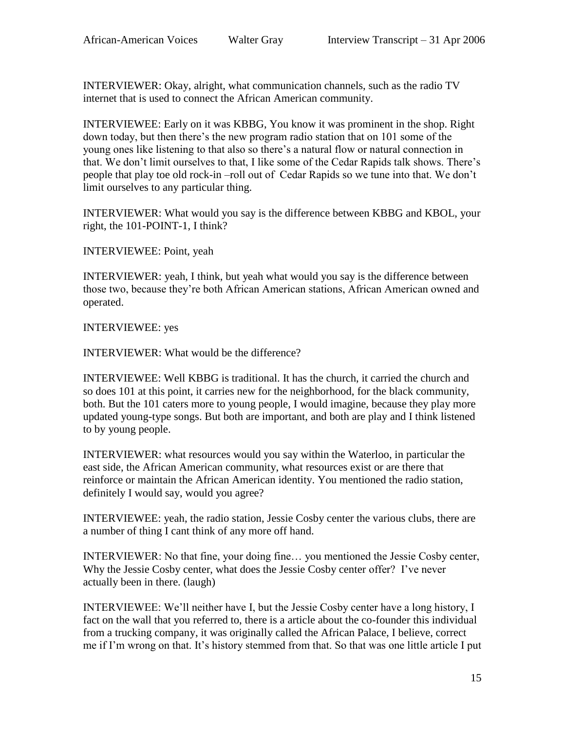INTERVIEWER: Okay, alright, what communication channels, such as the radio TV internet that is used to connect the African American community.

INTERVIEWEE: Early on it was KBBG, You know it was prominent in the shop. Right down today, but then there's the new program radio station that on 101 some of the young ones like listening to that also so there's a natural flow or natural connection in that. We don't limit ourselves to that, I like some of the Cedar Rapids talk shows. There's people that play toe old rock-in –roll out of Cedar Rapids so we tune into that. We don't limit ourselves to any particular thing.

INTERVIEWER: What would you say is the difference between KBBG and KBOL, your right, the 101-POINT-1, I think?

INTERVIEWEE: Point, yeah

INTERVIEWER: yeah, I think, but yeah what would you say is the difference between those two, because they're both African American stations, African American owned and operated.

INTERVIEWEE: yes

INTERVIEWER: What would be the difference?

INTERVIEWEE: Well KBBG is traditional. It has the church, it carried the church and so does 101 at this point, it carries new for the neighborhood, for the black community, both. But the 101 caters more to young people, I would imagine, because they play more updated young-type songs. But both are important, and both are play and I think listened to by young people.

INTERVIEWER: what resources would you say within the Waterloo, in particular the east side, the African American community, what resources exist or are there that reinforce or maintain the African American identity. You mentioned the radio station, definitely I would say, would you agree?

INTERVIEWEE: yeah, the radio station, Jessie Cosby center the various clubs, there are a number of thing I cant think of any more off hand.

INTERVIEWER: No that fine, your doing fine… you mentioned the Jessie Cosby center, Why the Jessie Cosby center, what does the Jessie Cosby center offer? I've never actually been in there. (laugh)

INTERVIEWEE: We'll neither have I, but the Jessie Cosby center have a long history, I fact on the wall that you referred to, there is a article about the co-founder this individual from a trucking company, it was originally called the African Palace, I believe, correct me if I'm wrong on that. It's history stemmed from that. So that was one little article I put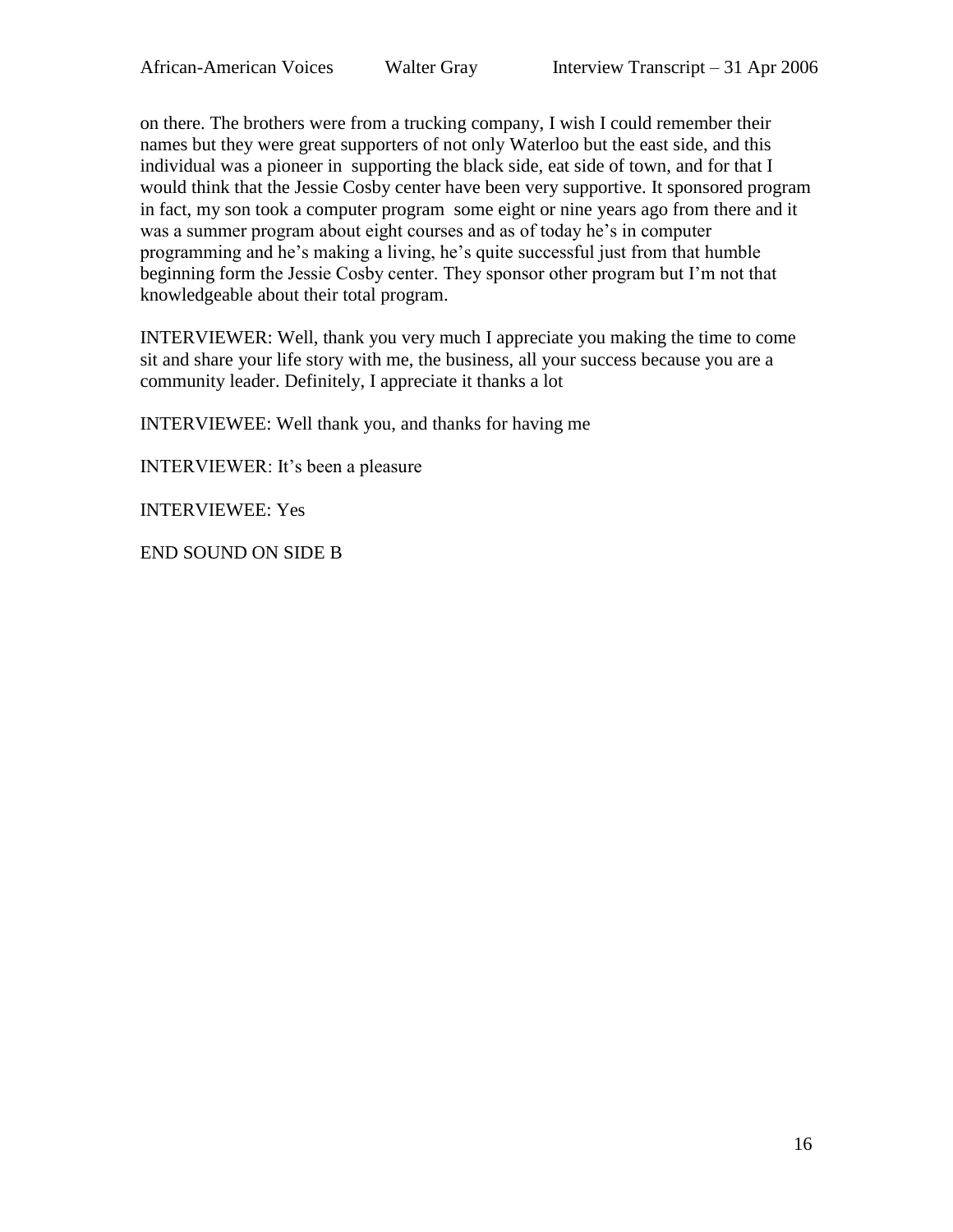on there. The brothers were from a trucking company, I wish I could remember their names but they were great supporters of not only Waterloo but the east side, and this individual was a pioneer in supporting the black side, eat side of town, and for that I would think that the Jessie Cosby center have been very supportive. It sponsored program in fact, my son took a computer program some eight or nine years ago from there and it was a summer program about eight courses and as of today he's in computer programming and he's making a living, he's quite successful just from that humble beginning form the Jessie Cosby center. They sponsor other program but I'm not that knowledgeable about their total program.

INTERVIEWER: Well, thank you very much I appreciate you making the time to come sit and share your life story with me, the business, all your success because you are a community leader. Definitely, I appreciate it thanks a lot

INTERVIEWEE: Well thank you, and thanks for having me

INTERVIEWER: It's been a pleasure

INTERVIEWEE: Yes

END SOUND ON SIDE B